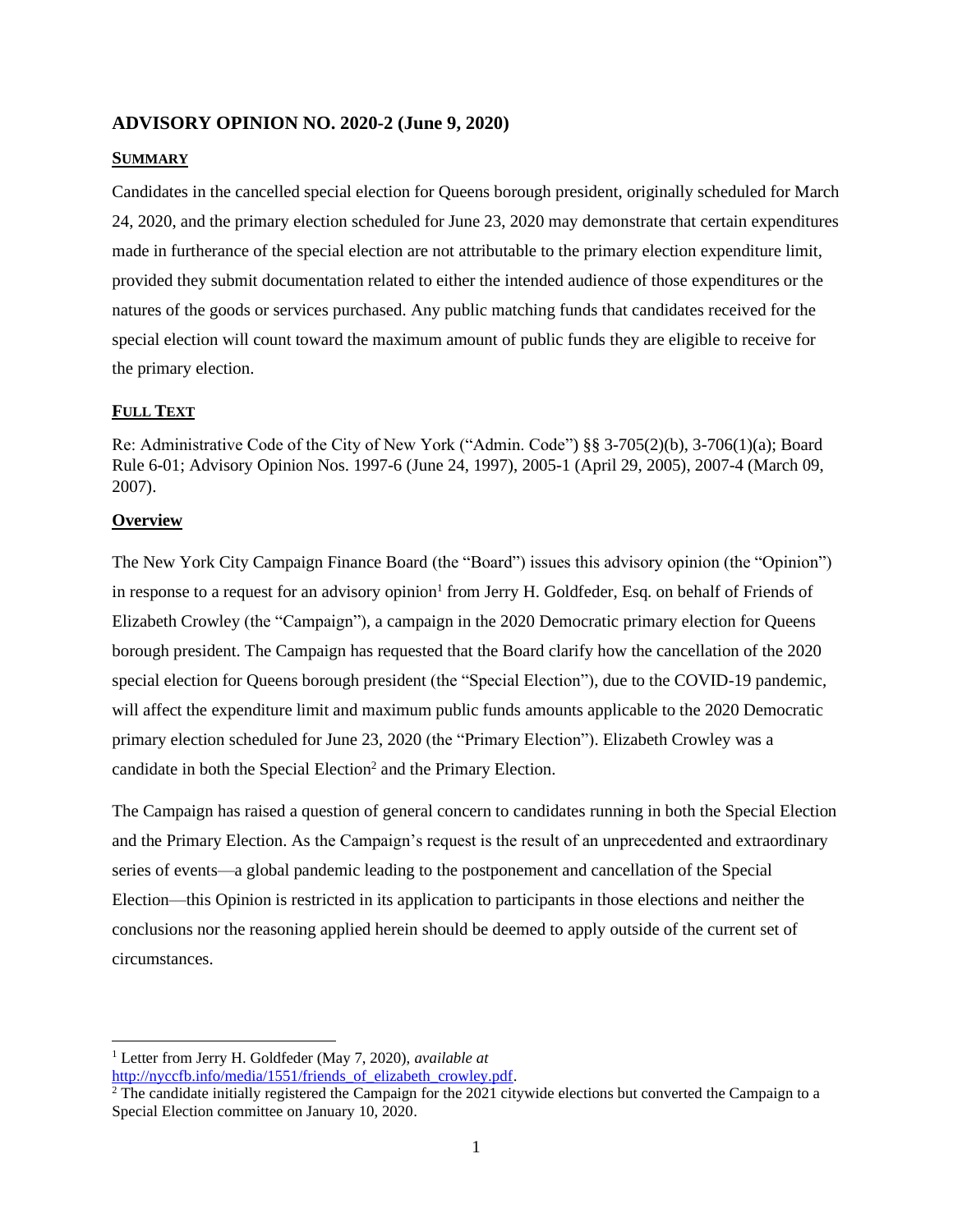## ADVISORY OPINION NO. 2020-2 (June 9, 2020)

**SUMMARY**

Candidates in the cancelled special election for Queens borough president, originally scheduled for March 24, 2020, and the primary election scheduled for June 23, 2020 may demonstrate that certain expenditures made in furtherance of the special election are not attributable to the primary election expenditure limit, provided they submit documentation related to either the intended audience of those expenditures or the natures of the goods or services purchased. Any public matching funds that candidates received for the special election will count toward the maximum amount of public funds they are eligible to receive for the primary election.

**FULL TEXT**

Re: Administrative Code of the City of New York ("Admin. Code") §§ 3-705(2)(b), 3-706(1)(a); Board Rule 6-01; Advisory Opinion Nos. 1997-6 (June 24, 1997), 2005-1 (April 29, 2005), 2007-4 (March 09, 2007).

**Overview**

The New York City Campaign Finance Board (the "Board") issues this advisory opinion (the "Opinion") in response to a request for an advisory opinion[1] from Jerry H. Goldfeder, Esq. on behalf of Friends of Elizabeth Crowley (the "Campaign"), a campaign in the 2020 Democratic primary election for Queens borough president. The Campaign has requested that the Board clarify how the cancellation of the 2020 special election for Queens borough president (the "Special Election"), due to the COVID-19 pandemic, will affect the expenditure limit and maximum public funds amounts applicable to the 2020 Democratic primary election scheduled for June 23, 2020 (the "Primary Election"). Elizabeth Crowley was a candidate in both the Special Election[2] and the Primary Election.

The Campaign has raised a question of general concern to candidates running in both the Special Election and the Primary Election. As the Campaign's request is the result of an unprecedented and extraordinary series of events—a global pandemic leading to the postponement and cancellation of the Special Election—this Opinion is restricted in its application to participants in those elections and neither the conclusions nor the reasoning applied herein should be deemed to apply outside of the current set of circumstances.

---

[1] Letter from Jerry H. Goldfeder (May 7, 2020), *available at* http://nyccfb.info/media/1551/friends_of_elizabeth_crowley.pdf.

[2] The candidate initially registered the Campaign for the 2021 citywide elections but converted the Campaign to a Special Election committee on January 10, 2020.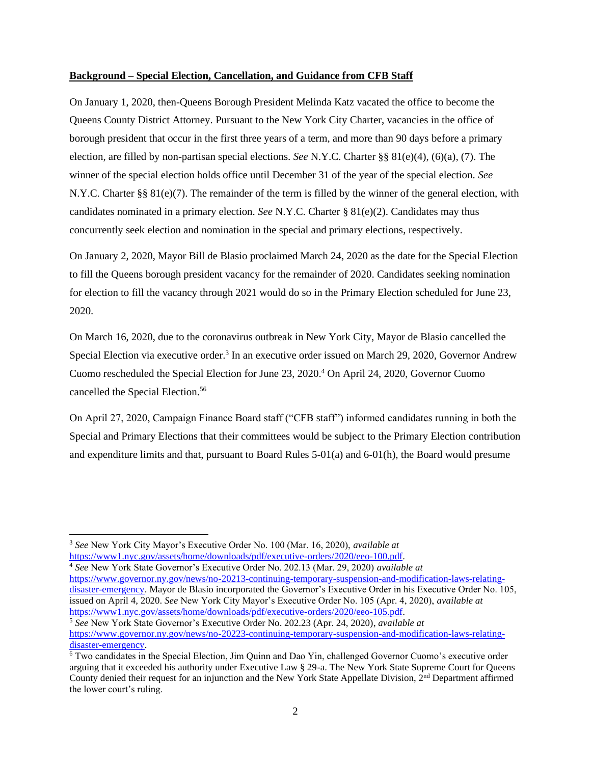**Background – Special Election, Cancellation, and Guidance from CFB Staff**

On January 1, 2020, then-Queens Borough President Melinda Katz vacated the office to become the Queens County District Attorney. Pursuant to the New York City Charter, vacancies in the office of borough president that occur in the first three years of a term, and more than 90 days before a primary election, are filled by non-partisan special elections. *See* N.Y.C. Charter §§ 81(e)(4), (6)(a), (7). The winner of the special election holds office until December 31 of the year of the special election. *See* N.Y.C. Charter §§ 81(e)(7). The remainder of the term is filled by the winner of the general election, with candidates nominated in a primary election. *See* N.Y.C. Charter § 81(e)(2). Candidates may thus concurrently seek election and nomination in the special and primary elections, respectively.

On January 2, 2020, Mayor Bill de Blasio proclaimed March 24, 2020 as the date for the Special Election to fill the Queens borough president vacancy for the remainder of 2020. Candidates seeking nomination for election to fill the vacancy through 2021 would do so in the Primary Election scheduled for June 23, 2020.

On March 16, 2020, due to the coronavirus outbreak in New York City, Mayor de Blasio cancelled the Special Election via executive order.[3] In an executive order issued on March 29, 2020, Governor Andrew Cuomo rescheduled the Special Election for June 23, 2020.[4] On April 24, 2020, Governor Cuomo cancelled the Special Election.[5][6]

On April 27, 2020, Campaign Finance Board staff ("CFB staff") informed candidates running in both the Special and Primary Elections that their committees would be subject to the Primary Election contribution and expenditure limits and that, pursuant to Board Rules 5-01(a) and 6-01(h), the Board would presume

---

[3] *See* New York City Mayor's Executive Order No. 100 (Mar. 16, 2020), *available at* https://www1.nyc.gov/assets/home/downloads/pdf/executive-orders/2020/eeo-100.pdf.

[4] *See* New York State Governor's Executive Order No. 202.13 (Mar. 29, 2020) *available at* https://www.governor.ny.gov/news/no-20213-continuing-temporary-suspension-and-modification-laws-relating-disaster-emergency. Mayor de Blasio incorporated the Governor's Executive Order in his Executive Order No. 105, issued on April 4, 2020. *See* New York City Mayor's Executive Order No. 105 (Apr. 4, 2020), *available at* https://www1.nyc.gov/assets/home/downloads/pdf/executive-orders/2020/eeo-105.pdf.

[5] *See* New York State Governor's Executive Order No. 202.23 (Apr. 24, 2020), *available at* https://www.governor.ny.gov/news/no-20223-continuing-temporary-suspension-and-modification-laws-relating-disaster-emergency.

[6] Two candidates in the Special Election, Jim Quinn and Dao Yin, challenged Governor Cuomo's executive order arguing that it exceeded his authority under Executive Law § 29-a. The New York State Supreme Court for Queens County denied their request for an injunction and the New York State Appellate Division, 2nd Department affirmed the lower court's ruling.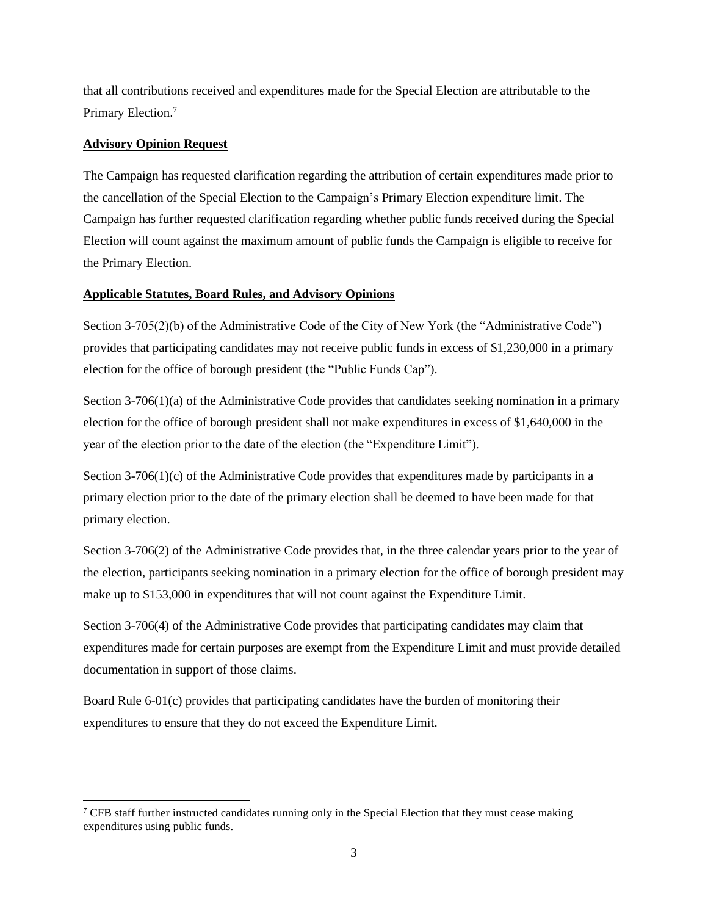that all contributions received and expenditures made for the Special Election are attributable to the Primary Election.[7]

**Advisory Opinion Request**

The Campaign has requested clarification regarding the attribution of certain expenditures made prior to the cancellation of the Special Election to the Campaign's Primary Election expenditure limit. The Campaign has further requested clarification regarding whether public funds received during the Special Election will count against the maximum amount of public funds the Campaign is eligible to receive for the Primary Election.

**Applicable Statutes, Board Rules, and Advisory Opinions**

Section 3-705(2)(b) of the Administrative Code of the City of New York (the "Administrative Code") provides that participating candidates may not receive public funds in excess of $1,230,000 in a primary election for the office of borough president (the "Public Funds Cap").

Section 3-706(1)(a) of the Administrative Code provides that candidates seeking nomination in a primary election for the office of borough president shall not make expenditures in excess of $1,640,000 in the year of the election prior to the date of the election (the "Expenditure Limit").

Section 3-706(1)(c) of the Administrative Code provides that expenditures made by participants in a primary election prior to the date of the primary election shall be deemed to have been made for that primary election.

Section 3-706(2) of the Administrative Code provides that, in the three calendar years prior to the year of the election, participants seeking nomination in a primary election for the office of borough president may make up to $153,000 in expenditures that will not count against the Expenditure Limit.

Section 3-706(4) of the Administrative Code provides that participating candidates may claim that expenditures made for certain purposes are exempt from the Expenditure Limit and must provide detailed documentation in support of those claims.

Board Rule 6-01(c) provides that participating candidates have the burden of monitoring their expenditures to ensure that they do not exceed the Expenditure Limit.

[7] CFB staff further instructed candidates running only in the Special Election that they must cease making expenditures using public funds.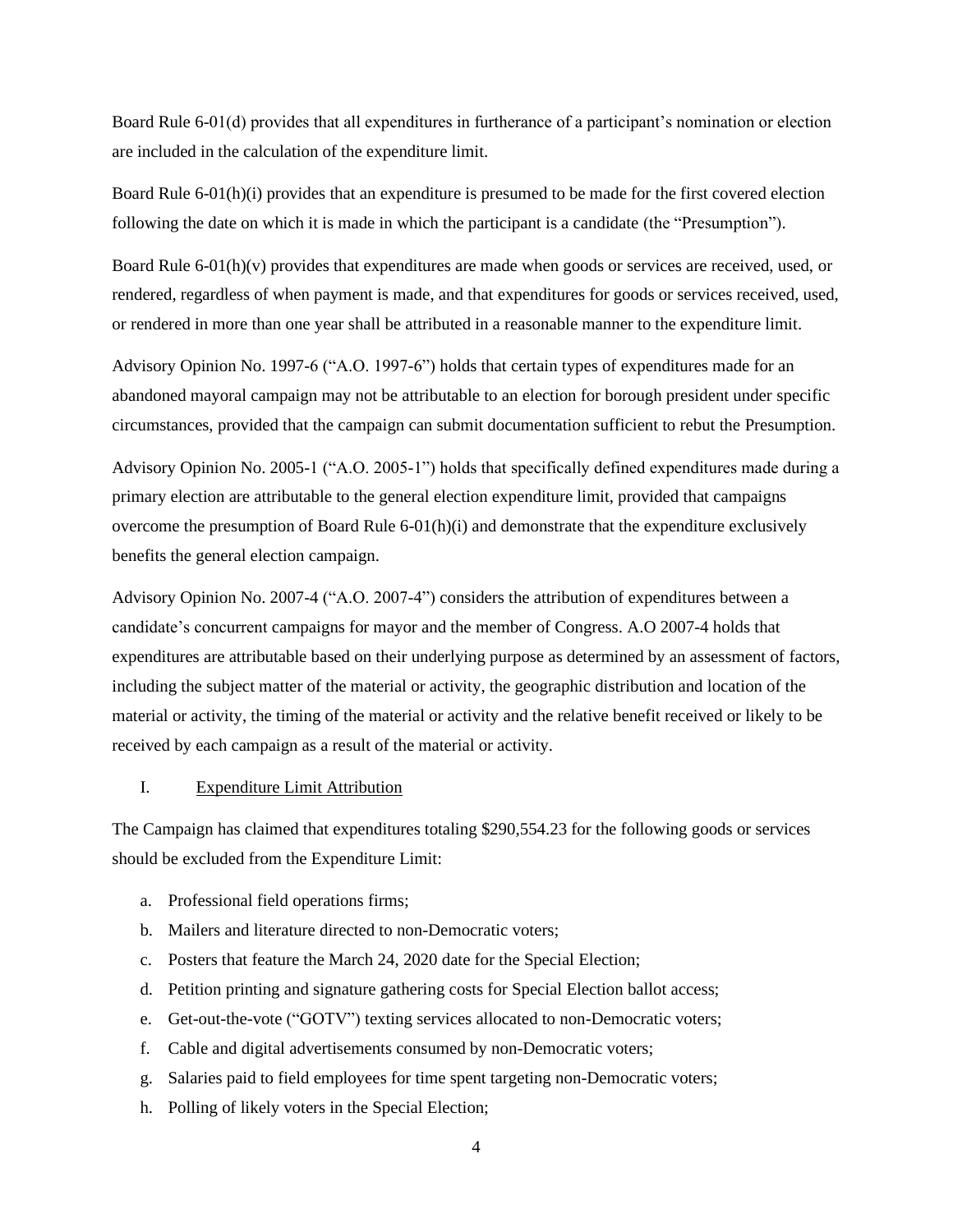Board Rule 6-01(d) provides that all expenditures in furtherance of a participant's nomination or election are included in the calculation of the expenditure limit.

Board Rule 6-01(h)(i) provides that an expenditure is presumed to be made for the first covered election following the date on which it is made in which the participant is a candidate (the "Presumption").

Board Rule 6-01(h)(v) provides that expenditures are made when goods or services are received, used, or rendered, regardless of when payment is made, and that expenditures for goods or services received, used, or rendered in more than one year shall be attributed in a reasonable manner to the expenditure limit.

Advisory Opinion No. 1997-6 ("A.O. 1997-6") holds that certain types of expenditures made for an abandoned mayoral campaign may not be attributable to an election for borough president under specific circumstances, provided that the campaign can submit documentation sufficient to rebut the Presumption.

Advisory Opinion No. 2005-1 ("A.O. 2005-1") holds that specifically defined expenditures made during a primary election are attributable to the general election expenditure limit, provided that campaigns overcome the presumption of Board Rule 6-01(h)(i) and demonstrate that the expenditure exclusively benefits the general election campaign.

Advisory Opinion No. 2007-4 ("A.O. 2007-4") considers the attribution of expenditures between a candidate's concurrent campaigns for mayor and the member of Congress. A.O 2007-4 holds that expenditures are attributable based on their underlying purpose as determined by an assessment of factors, including the subject matter of the material or activity, the geographic distribution and location of the material or activity, the timing of the material or activity and the relative benefit received or likely to be received by each campaign as a result of the material or activity.

## I. Expenditure Limit Attribution

The Campaign has claimed that expenditures totaling $290,554.23 for the following goods or services should be excluded from the Expenditure Limit:

a. Professional field operations firms;
b. Mailers and literature directed to non-Democratic voters;
c. Posters that feature the March 24, 2020 date for the Special Election;
d. Petition printing and signature gathering costs for Special Election ballot access;
e. Get-out-the-vote ("GOTV") texting services allocated to non-Democratic voters;
f. Cable and digital advertisements consumed by non-Democratic voters;
g. Salaries paid to field employees for time spent targeting non-Democratic voters;
h. Polling of likely voters in the Special Election;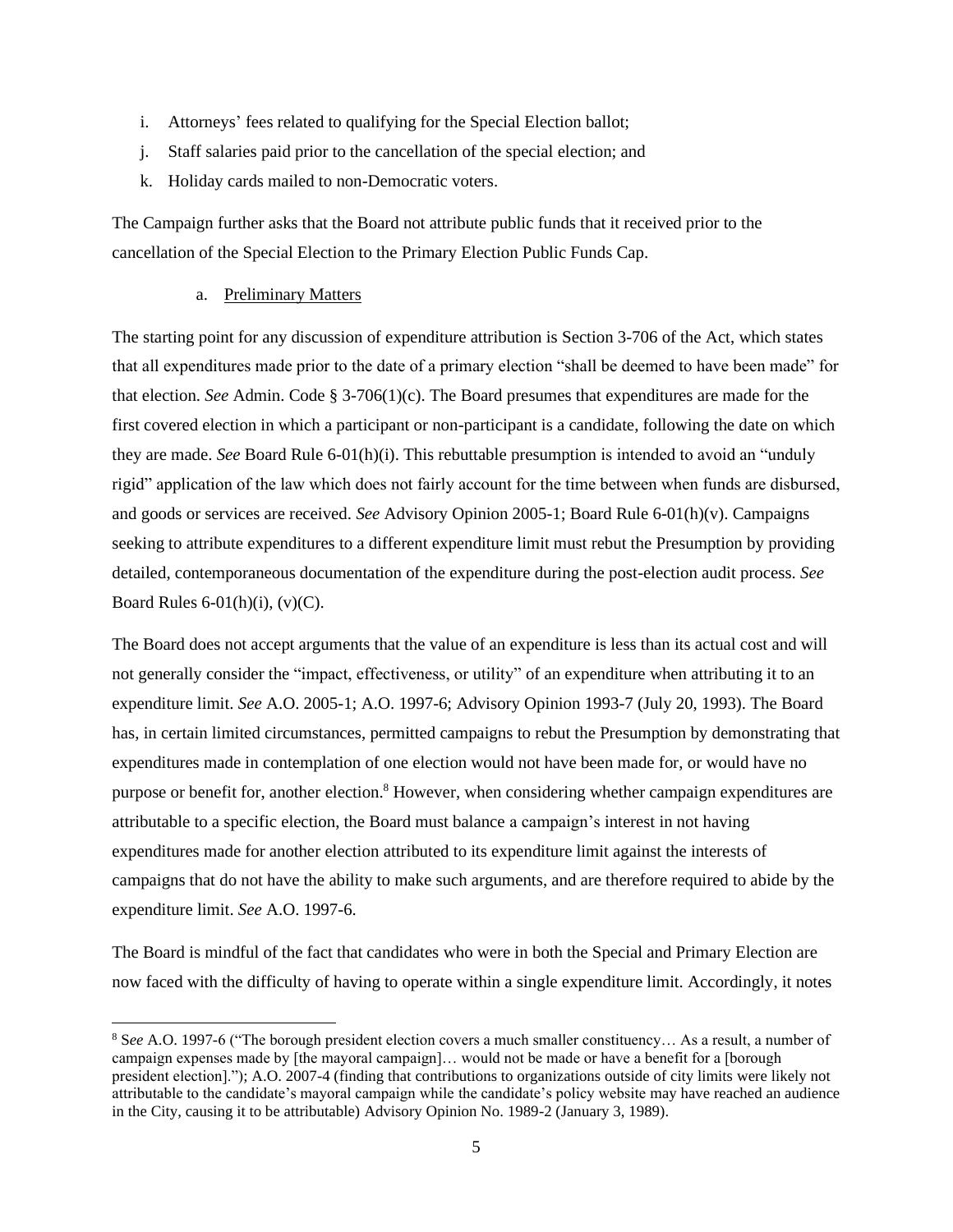i. Attorneys' fees related to qualifying for the Special Election ballot;
j. Staff salaries paid prior to the cancellation of the special election; and
k. Holiday cards mailed to non-Democratic voters.

The Campaign further asks that the Board not attribute public funds that it received prior to the cancellation of the Special Election to the Primary Election Public Funds Cap.

a. <u>Preliminary Matters</u>

The starting point for any discussion of expenditure attribution is Section 3-706 of the Act, which states that all expenditures made prior to the date of a primary election "shall be deemed to have been made" for that election. *See* Admin. Code § 3-706(1)(c). The Board presumes that expenditures are made for the first covered election in which a participant or non-participant is a candidate, following the date on which they are made. *See* Board Rule 6-01(h)(i). This rebuttable presumption is intended to avoid an "unduly rigid" application of the law which does not fairly account for the time between when funds are disbursed, and goods or services are received. *See* Advisory Opinion 2005-1; Board Rule 6-01(h)(v). Campaigns seeking to attribute expenditures to a different expenditure limit must rebut the Presumption by providing detailed, contemporaneous documentation of the expenditure during the post-election audit process. *See* Board Rules 6-01(h)(i), (v)(C).

The Board does not accept arguments that the value of an expenditure is less than its actual cost and will not generally consider the "impact, effectiveness, or utility" of an expenditure when attributing it to an expenditure limit. *See* A.O. 2005-1; A.O. 1997-6; Advisory Opinion 1993-7 (July 20, 1993). The Board has, in certain limited circumstances, permitted campaigns to rebut the Presumption by demonstrating that expenditures made in contemplation of one election would not have been made for, or would have no purpose or benefit for, another election.[8] However, when considering whether campaign expenditures are attributable to a specific election, the Board must balance a campaign's interest in not having expenditures made for another election attributed to its expenditure limit against the interests of campaigns that do not have the ability to make such arguments, and are therefore required to abide by the expenditure limit. *See* A.O. 1997-6.

The Board is mindful of the fact that candidates who were in both the Special and Primary Election are now faced with the difficulty of having to operate within a single expenditure limit. Accordingly, it notes

---

[8] S*ee* A.O. 1997-6 ("The borough president election covers a much smaller constituency… As a result, a number of campaign expenses made by [the mayoral campaign]… would not be made or have a benefit for a [borough president election]."); A.O. 2007-4 (finding that contributions to organizations outside of city limits were likely not attributable to the candidate's mayoral campaign while the candidate's policy website may have reached an audience in the City, causing it to be attributable) Advisory Opinion No. 1989-2 (January 3, 1989).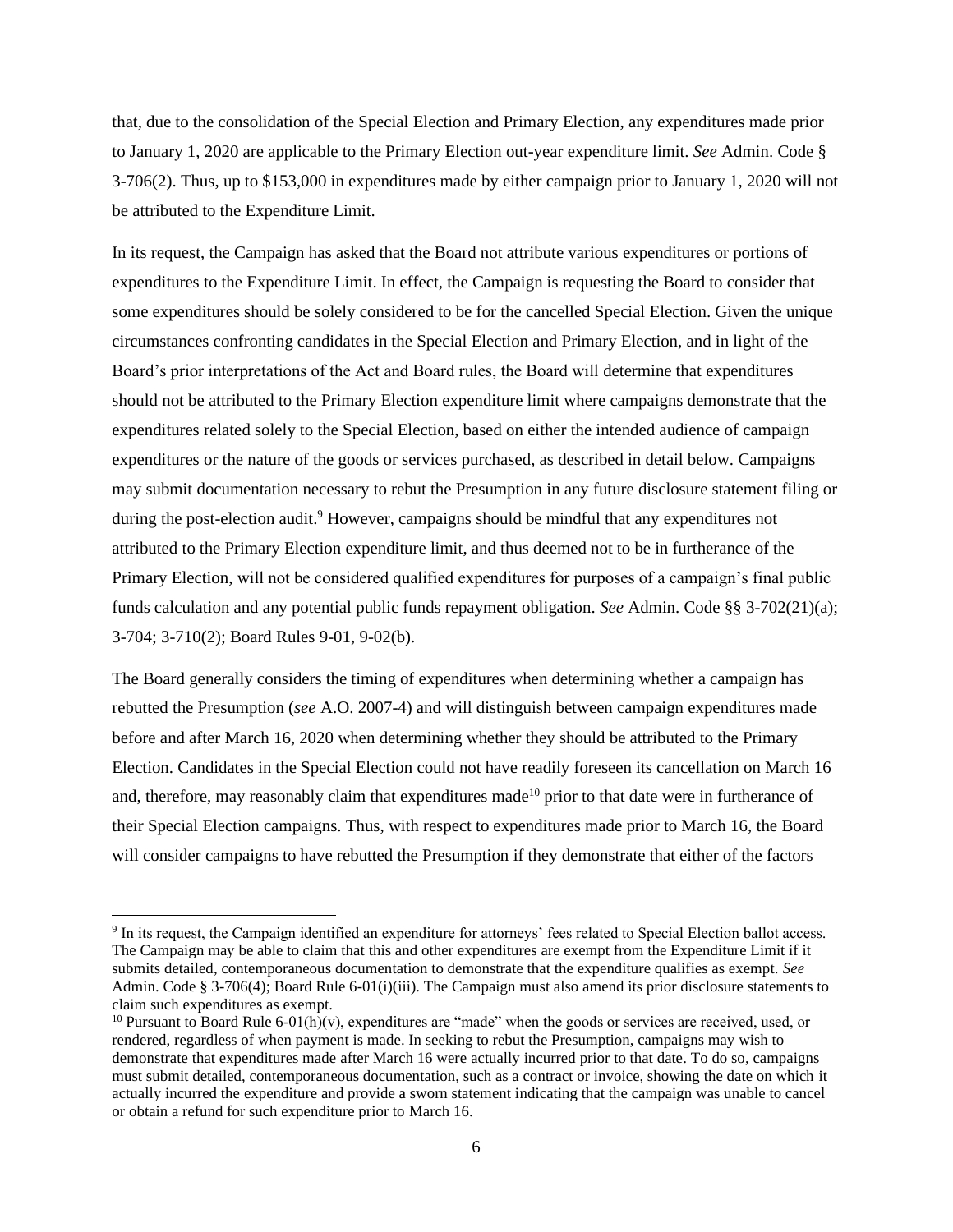that, due to the consolidation of the Special Election and Primary Election, any expenditures made prior to January 1, 2020 are applicable to the Primary Election out-year expenditure limit. *See* Admin. Code § 3-706(2). Thus, up to $153,000 in expenditures made by either campaign prior to January 1, 2020 will not be attributed to the Expenditure Limit.

In its request, the Campaign has asked that the Board not attribute various expenditures or portions of expenditures to the Expenditure Limit. In effect, the Campaign is requesting the Board to consider that some expenditures should be solely considered to be for the cancelled Special Election. Given the unique circumstances confronting candidates in the Special Election and Primary Election, and in light of the Board's prior interpretations of the Act and Board rules, the Board will determine that expenditures should not be attributed to the Primary Election expenditure limit where campaigns demonstrate that the expenditures related solely to the Special Election, based on either the intended audience of campaign expenditures or the nature of the goods or services purchased, as described in detail below. Campaigns may submit documentation necessary to rebut the Presumption in any future disclosure statement filing or during the post-election audit.[9] However, campaigns should be mindful that any expenditures not attributed to the Primary Election expenditure limit, and thus deemed not to be in furtherance of the Primary Election, will not be considered qualified expenditures for purposes of a campaign's final public funds calculation and any potential public funds repayment obligation. *See* Admin. Code §§ 3-702(21)(a); 3-704; 3-710(2); Board Rules 9-01, 9-02(b).

The Board generally considers the timing of expenditures when determining whether a campaign has rebutted the Presumption (*see* A.O. 2007-4) and will distinguish between campaign expenditures made before and after March 16, 2020 when determining whether they should be attributed to the Primary Election. Candidates in the Special Election could not have readily foreseen its cancellation on March 16 and, therefore, may reasonably claim that expenditures made[10] prior to that date were in furtherance of their Special Election campaigns. Thus, with respect to expenditures made prior to March 16, the Board will consider campaigns to have rebutted the Presumption if they demonstrate that either of the factors

---

[9] In its request, the Campaign identified an expenditure for attorneys' fees related to Special Election ballot access. The Campaign may be able to claim that this and other expenditures are exempt from the Expenditure Limit if it submits detailed, contemporaneous documentation to demonstrate that the expenditure qualifies as exempt. *See* Admin. Code § 3-706(4); Board Rule 6-01(i)(iii). The Campaign must also amend its prior disclosure statements to claim such expenditures as exempt.

[10] Pursuant to Board Rule 6-01(h)(v), expenditures are "made" when the goods or services are received, used, or rendered, regardless of when payment is made. In seeking to rebut the Presumption, campaigns may wish to demonstrate that expenditures made after March 16 were actually incurred prior to that date. To do so, campaigns must submit detailed, contemporaneous documentation, such as a contract or invoice, showing the date on which it actually incurred the expenditure and provide a sworn statement indicating that the campaign was unable to cancel or obtain a refund for such expenditure prior to March 16.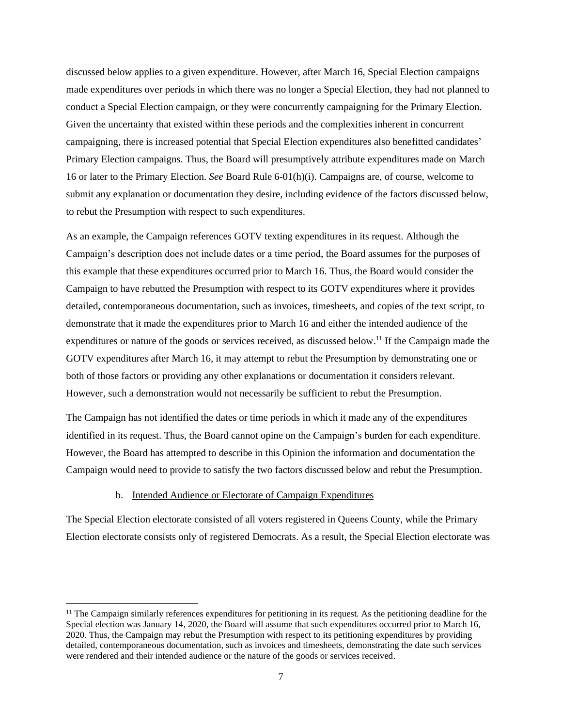discussed below applies to a given expenditure. However, after March 16, Special Election campaigns made expenditures over periods in which there was no longer a Special Election, they had not planned to conduct a Special Election campaign, or they were concurrently campaigning for the Primary Election. Given the uncertainty that existed within these periods and the complexities inherent in concurrent campaigning, there is increased potential that Special Election expenditures also benefitted candidates' Primary Election campaigns. Thus, the Board will presumptively attribute expenditures made on March 16 or later to the Primary Election. *See* Board Rule 6-01(h)(i). Campaigns are, of course, welcome to submit any explanation or documentation they desire, including evidence of the factors discussed below, to rebut the Presumption with respect to such expenditures.

As an example, the Campaign references GOTV texting expenditures in its request. Although the Campaign's description does not include dates or a time period, the Board assumes for the purposes of this example that these expenditures occurred prior to March 16. Thus, the Board would consider the Campaign to have rebutted the Presumption with respect to its GOTV expenditures where it provides detailed, contemporaneous documentation, such as invoices, timesheets, and copies of the text script, to demonstrate that it made the expenditures prior to March 16 and either the intended audience of the expenditures or nature of the goods or services received, as discussed below.[11] If the Campaign made the GOTV expenditures after March 16, it may attempt to rebut the Presumption by demonstrating one or both of those factors or providing any other explanations or documentation it considers relevant. However, such a demonstration would not necessarily be sufficient to rebut the Presumption.

The Campaign has not identified the dates or time periods in which it made any of the expenditures identified in its request. Thus, the Board cannot opine on the Campaign's burden for each expenditure. However, the Board has attempted to describe in this Opinion the information and documentation the Campaign would need to provide to satisfy the two factors discussed below and rebut the Presumption.

#### b. Intended Audience or Electorate of Campaign Expenditures

The Special Election electorate consisted of all voters registered in Queens County, while the Primary Election electorate consists only of registered Democrats. As a result, the Special Election electorate was

[11] The Campaign similarly references expenditures for petitioning in its request. As the petitioning deadline for the Special election was January 14, 2020, the Board will assume that such expenditures occurred prior to March 16, 2020. Thus, the Campaign may rebut the Presumption with respect to its petitioning expenditures by providing detailed, contemporaneous documentation, such as invoices and timesheets, demonstrating the date such services were rendered and their intended audience or the nature of the goods or services received.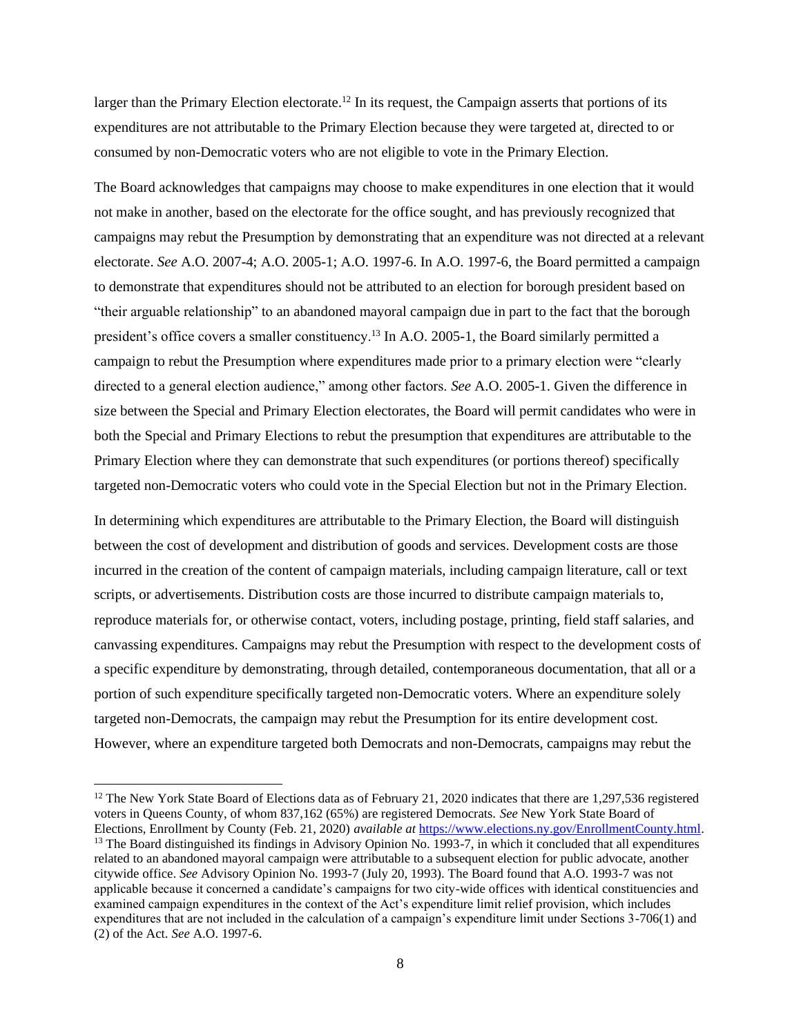larger than the Primary Election electorate.[12] In its request, the Campaign asserts that portions of its expenditures are not attributable to the Primary Election because they were targeted at, directed to or consumed by non-Democratic voters who are not eligible to vote in the Primary Election.

The Board acknowledges that campaigns may choose to make expenditures in one election that it would not make in another, based on the electorate for the office sought, and has previously recognized that campaigns may rebut the Presumption by demonstrating that an expenditure was not directed at a relevant electorate. *See* A.O. 2007-4; A.O. 2005-1; A.O. 1997-6. In A.O. 1997-6, the Board permitted a campaign to demonstrate that expenditures should not be attributed to an election for borough president based on "their arguable relationship" to an abandoned mayoral campaign due in part to the fact that the borough president's office covers a smaller constituency.[13] In A.O. 2005-1, the Board similarly permitted a campaign to rebut the Presumption where expenditures made prior to a primary election were "clearly directed to a general election audience," among other factors. *See* A.O. 2005-1. Given the difference in size between the Special and Primary Election electorates, the Board will permit candidates who were in both the Special and Primary Elections to rebut the presumption that expenditures are attributable to the Primary Election where they can demonstrate that such expenditures (or portions thereof) specifically targeted non-Democratic voters who could vote in the Special Election but not in the Primary Election.

In determining which expenditures are attributable to the Primary Election, the Board will distinguish between the cost of development and distribution of goods and services. Development costs are those incurred in the creation of the content of campaign materials, including campaign literature, call or text scripts, or advertisements. Distribution costs are those incurred to distribute campaign materials to, reproduce materials for, or otherwise contact, voters, including postage, printing, field staff salaries, and canvassing expenditures. Campaigns may rebut the Presumption with respect to the development costs of a specific expenditure by demonstrating, through detailed, contemporaneous documentation, that all or a portion of such expenditure specifically targeted non-Democratic voters. Where an expenditure solely targeted non-Democrats, the campaign may rebut the Presumption for its entire development cost. However, where an expenditure targeted both Democrats and non-Democrats, campaigns may rebut the

---

[12] The New York State Board of Elections data as of February 21, 2020 indicates that there are 1,297,536 registered voters in Queens County, of whom 837,162 (65%) are registered Democrats. *See* New York State Board of Elections, Enrollment by County (Feb. 21, 2020) *available at* https://www.elections.ny.gov/EnrollmentCounty.html.

[13] The Board distinguished its findings in Advisory Opinion No. 1993-7, in which it concluded that all expenditures related to an abandoned mayoral campaign were attributable to a subsequent election for public advocate, another citywide office. *See* Advisory Opinion No. 1993-7 (July 20, 1993). The Board found that A.O. 1993-7 was not applicable because it concerned a candidate's campaigns for two city-wide offices with identical constituencies and examined campaign expenditures in the context of the Act's expenditure limit relief provision, which includes expenditures that are not included in the calculation of a campaign's expenditure limit under Sections 3-706(1) and (2) of the Act. *See* A.O. 1997-6.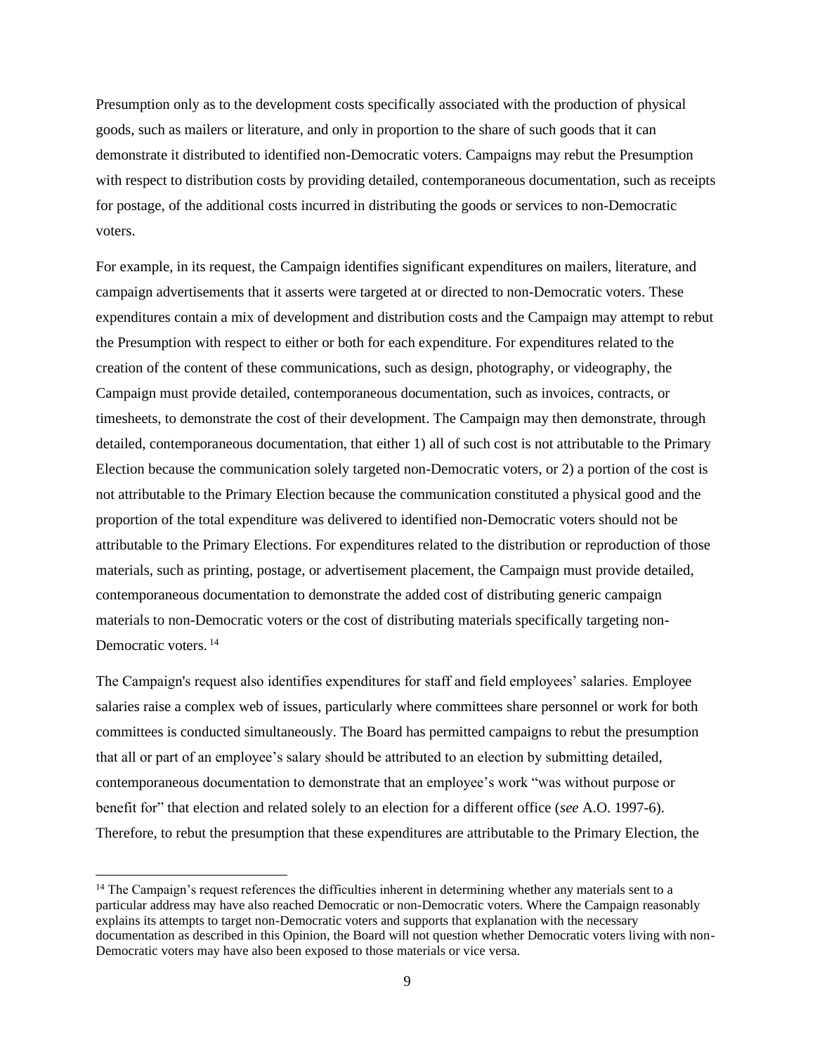Presumption only as to the development costs specifically associated with the production of physical goods, such as mailers or literature, and only in proportion to the share of such goods that it can demonstrate it distributed to identified non-Democratic voters. Campaigns may rebut the Presumption with respect to distribution costs by providing detailed, contemporaneous documentation, such as receipts for postage, of the additional costs incurred in distributing the goods or services to non-Democratic voters.

For example, in its request, the Campaign identifies significant expenditures on mailers, literature, and campaign advertisements that it asserts were targeted at or directed to non-Democratic voters. These expenditures contain a mix of development and distribution costs and the Campaign may attempt to rebut the Presumption with respect to either or both for each expenditure. For expenditures related to the creation of the content of these communications, such as design, photography, or videography, the Campaign must provide detailed, contemporaneous documentation, such as invoices, contracts, or timesheets, to demonstrate the cost of their development. The Campaign may then demonstrate, through detailed, contemporaneous documentation, that either 1) all of such cost is not attributable to the Primary Election because the communication solely targeted non-Democratic voters, or 2) a portion of the cost is not attributable to the Primary Election because the communication constituted a physical good and the proportion of the total expenditure was delivered to identified non-Democratic voters should not be attributable to the Primary Elections. For expenditures related to the distribution or reproduction of those materials, such as printing, postage, or advertisement placement, the Campaign must provide detailed, contemporaneous documentation to demonstrate the added cost of distributing generic campaign materials to non-Democratic voters or the cost of distributing materials specifically targeting non-Democratic voters.[14]

The Campaign's request also identifies expenditures for staff and field employees' salaries. Employee salaries raise a complex web of issues, particularly where committees share personnel or work for both committees is conducted simultaneously. The Board has permitted campaigns to rebut the presumption that all or part of an employee's salary should be attributed to an election by submitting detailed, contemporaneous documentation to demonstrate that an employee's work "was without purpose or benefit for" that election and related solely to an election for a different office (*see* A.O. 1997-6). Therefore, to rebut the presumption that these expenditures are attributable to the Primary Election, the

[14] The Campaign's request references the difficulties inherent in determining whether any materials sent to a particular address may have also reached Democratic or non-Democratic voters. Where the Campaign reasonably explains its attempts to target non-Democratic voters and supports that explanation with the necessary documentation as described in this Opinion, the Board will not question whether Democratic voters living with non-Democratic voters may have also been exposed to those materials or vice versa.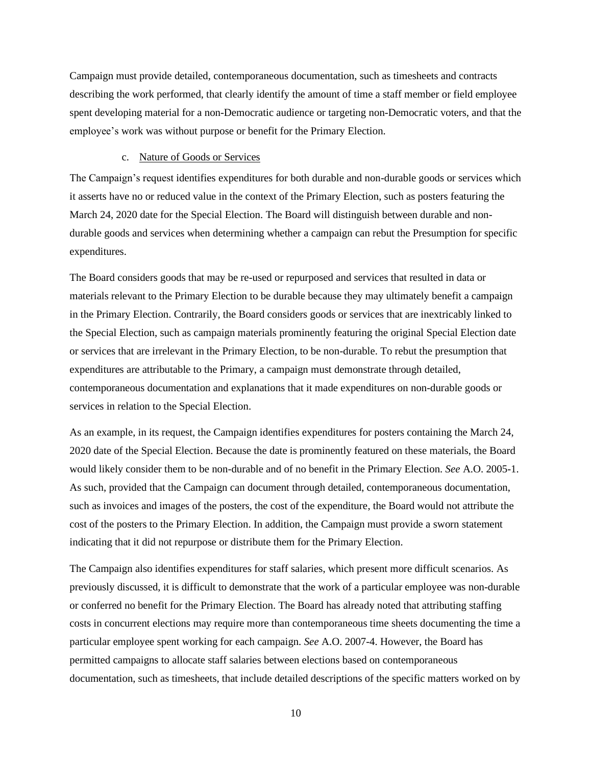Campaign must provide detailed, contemporaneous documentation, such as timesheets and contracts describing the work performed, that clearly identify the amount of time a staff member or field employee spent developing material for a non-Democratic audience or targeting non-Democratic voters, and that the employee's work was without purpose or benefit for the Primary Election.

c. <u>Nature of Goods or Services</u>

The Campaign's request identifies expenditures for both durable and non-durable goods or services which it asserts have no or reduced value in the context of the Primary Election, such as posters featuring the March 24, 2020 date for the Special Election. The Board will distinguish between durable and non-durable goods and services when determining whether a campaign can rebut the Presumption for specific expenditures.

The Board considers goods that may be re-used or repurposed and services that resulted in data or materials relevant to the Primary Election to be durable because they may ultimately benefit a campaign in the Primary Election. Contrarily, the Board considers goods or services that are inextricably linked to the Special Election, such as campaign materials prominently featuring the original Special Election date or services that are irrelevant in the Primary Election, to be non-durable. To rebut the presumption that expenditures are attributable to the Primary, a campaign must demonstrate through detailed, contemporaneous documentation and explanations that it made expenditures on non-durable goods or services in relation to the Special Election.

As an example, in its request, the Campaign identifies expenditures for posters containing the March 24, 2020 date of the Special Election. Because the date is prominently featured on these materials, the Board would likely consider them to be non-durable and of no benefit in the Primary Election. *See* A.O. 2005-1. As such, provided that the Campaign can document through detailed, contemporaneous documentation, such as invoices and images of the posters, the cost of the expenditure, the Board would not attribute the cost of the posters to the Primary Election. In addition, the Campaign must provide a sworn statement indicating that it did not repurpose or distribute them for the Primary Election.

The Campaign also identifies expenditures for staff salaries, which present more difficult scenarios. As previously discussed, it is difficult to demonstrate that the work of a particular employee was non-durable or conferred no benefit for the Primary Election. The Board has already noted that attributing staffing costs in concurrent elections may require more than contemporaneous time sheets documenting the time a particular employee spent working for each campaign. *See* A.O. 2007-4. However, the Board has permitted campaigns to allocate staff salaries between elections based on contemporaneous documentation, such as timesheets, that include detailed descriptions of the specific matters worked on by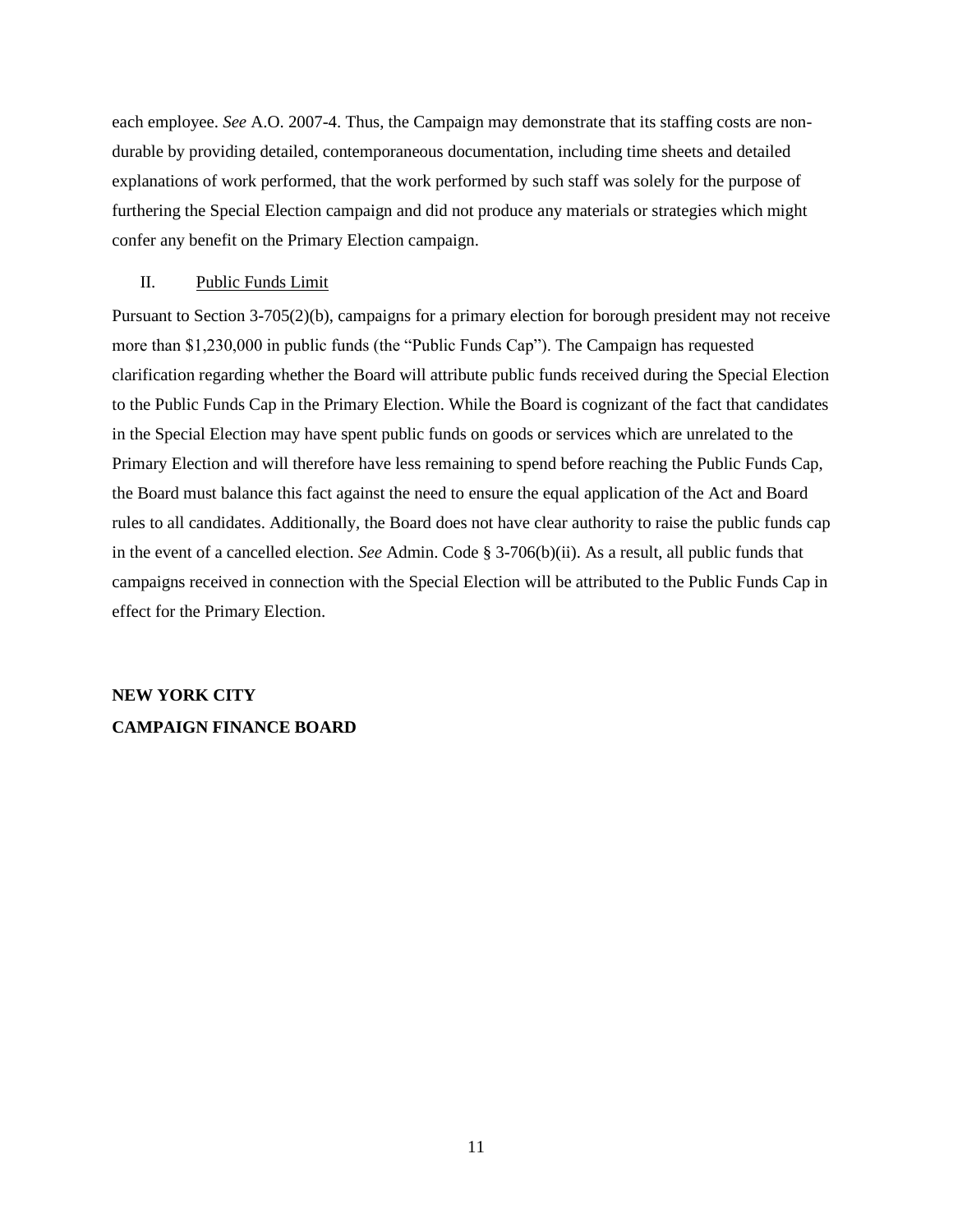each employee. *See* A.O. 2007-4. Thus, the Campaign may demonstrate that its staffing costs are non-durable by providing detailed, contemporaneous documentation, including time sheets and detailed explanations of work performed, that the work performed by such staff was solely for the purpose of furthering the Special Election campaign and did not produce any materials or strategies which might confer any benefit on the Primary Election campaign.

## II. Public Funds Limit

Pursuant to Section 3-705(2)(b), campaigns for a primary election for borough president may not receive more than $1,230,000 in public funds (the "Public Funds Cap"). The Campaign has requested clarification regarding whether the Board will attribute public funds received during the Special Election to the Public Funds Cap in the Primary Election. While the Board is cognizant of the fact that candidates in the Special Election may have spent public funds on goods or services which are unrelated to the Primary Election and will therefore have less remaining to spend before reaching the Public Funds Cap, the Board must balance this fact against the need to ensure the equal application of the Act and Board rules to all candidates. Additionally, the Board does not have clear authority to raise the public funds cap in the event of a cancelled election. *See* Admin. Code § 3-706(b)(ii). As a result, all public funds that campaigns received in connection with the Special Election will be attributed to the Public Funds Cap in effect for the Primary Election.

**NEW YORK CITY**
**CAMPAIGN FINANCE BOARD**